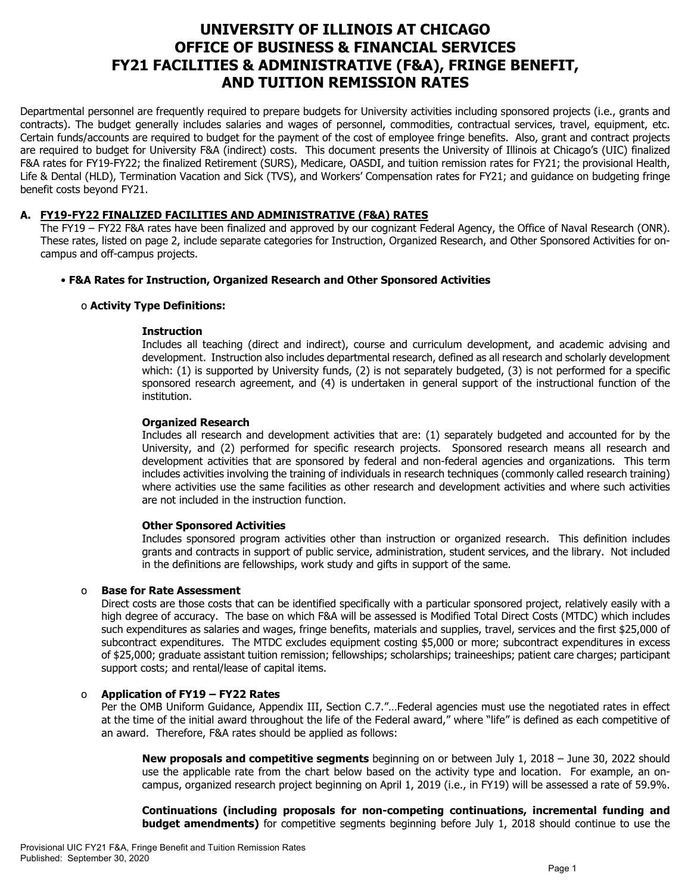# UNIVERSITY OF ILLINOIS AT CHICAGO
# OFFICE OF BUSINESS & FINANCIAL SERVICES
# FY21 FACILITIES & ADMINISTRATIVE (F&A), FRINGE BENEFIT, AND TUITION REMISSION RATES

Departmental personnel are frequently required to prepare budgets for University activities including sponsored projects (i.e., grants and contracts). The budget generally includes salaries and wages of personnel, commodities, contractual services, travel, equipment, etc. Certain funds/accounts are required to budget for the payment of the cost of employee fringe benefits. Also, grant and contract projects are required to budget for University F&A (indirect) costs. This document presents the University of Illinois at Chicago's (UIC) finalized F&A rates for FY19-FY22; the finalized Retirement (SURS), Medicare, OASDI, and tuition remission rates for FY21; the provisional Health, Life & Dental (HLD), Termination Vacation and Sick (TVS), and Workers' Compensation rates for FY21; and guidance on budgeting fringe benefit costs beyond FY21.

## A. FY19-FY22 FINALIZED FACILITIES AND ADMINISTRATIVE (F&A) RATES

The FY19 – FY22 F&A rates have been finalized and approved by our cognizant Federal Agency, the Office of Naval Research (ONR). These rates, listed on page 2, include separate categories for Instruction, Organized Research, and Other Sponsored Activities for on-campus and off-campus projects.

- **F&A Rates for Instruction, Organized Research and Other Sponsored Activities**

  - **Activity Type Definitions:**

    **Instruction**
    Includes all teaching (direct and indirect), course and curriculum development, and academic advising and development. Instruction also includes departmental research, defined as all research and scholarly development which: (1) is supported by University funds, (2) is not separately budgeted, (3) is not performed for a specific sponsored research agreement, and (4) is undertaken in general support of the instructional function of the institution.

    **Organized Research**
    Includes all research and development activities that are: (1) separately budgeted and accounted for by the University, and (2) performed for specific research projects. Sponsored research means all research and development activities that are sponsored by federal and non-federal agencies and organizations. This term includes activities involving the training of individuals in research techniques (commonly called research training) where activities use the same facilities as other research and development activities and where such activities are not included in the instruction function.

    **Other Sponsored Activities**
    Includes sponsored program activities other than instruction or organized research. This definition includes grants and contracts in support of public service, administration, student services, and the library. Not included in the definitions are fellowships, work study and gifts in support of the same.

  - **Base for Rate Assessment**
    Direct costs are those costs that can be identified specifically with a particular sponsored project, relatively easily with a high degree of accuracy. The base on which F&A will be assessed is Modified Total Direct Costs (MTDC) which includes such expenditures as salaries and wages, fringe benefits, materials and supplies, travel, services and the first $25,000 of subcontract expenditures. The MTDC excludes equipment costing $5,000 or more; subcontract expenditures in excess of $25,000; graduate assistant tuition remission; fellowships; scholarships; traineeships; patient care charges; participant support costs; and rental/lease of capital items.

  - **Application of FY19 – FY22 Rates**
    Per the OMB Uniform Guidance, Appendix III, Section C.7."…Federal agencies must use the negotiated rates in effect at the time of the initial award throughout the life of the Federal award," where "life" is defined as each competitive of an award. Therefore, F&A rates should be applied as follows:

    **New proposals and competitive segments** beginning on or between July 1, 2018 – June 30, 2022 should use the applicable rate from the chart below based on the activity type and location. For example, an on-campus, organized research project beginning on April 1, 2019 (i.e., in FY19) will be assessed a rate of 59.9%.

    **Continuations (including proposals for non-competing continuations, incremental funding and budget amendments)** for competitive segments beginning before July 1, 2018 should continue to use the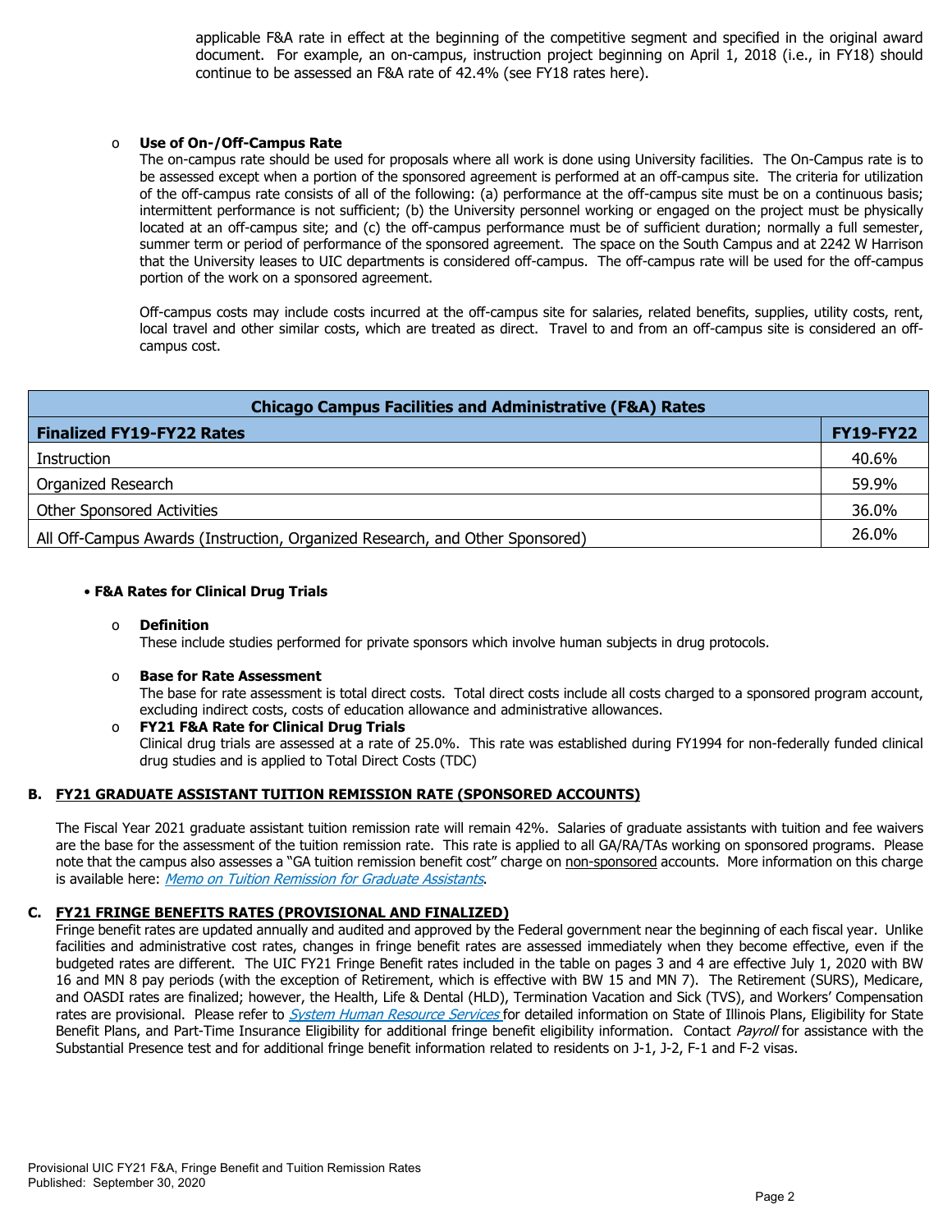applicable F&A rate in effect at the beginning of the competitive segment and specified in the original award document. For example, an on-campus, instruction project beginning on April 1, 2018 (i.e., in FY18) should continue to be assessed an F&A rate of 42.4% (see FY18 rates here).

- **Use of On-/Off-Campus Rate**

  The on-campus rate should be used for proposals where all work is done using University facilities. The On-Campus rate is to be assessed except when a portion of the sponsored agreement is performed at an off-campus site. The criteria for utilization of the off-campus rate consists of all of the following: (a) performance at the off-campus site must be on a continuous basis; intermittent performance is not sufficient; (b) the University personnel working or engaged on the project must be physically located at an off-campus site; and (c) the off-campus performance must be of sufficient duration; normally a full semester, summer term or period of performance of the sponsored agreement. The space on the South Campus and at 2242 W Harrison that the University leases to UIC departments is considered off-campus. The off-campus rate will be used for the off-campus portion of the work on a sponsored agreement.

  Off-campus costs may include costs incurred at the off-campus site for salaries, related benefits, supplies, utility costs, rent, local travel and other similar costs, which are treated as direct. Travel to and from an off-campus site is considered an off-campus cost.

| Chicago Campus Facilities and Administrative (F&A) Rates | |
|---|---|
| **Finalized FY19-FY22 Rates** | **FY19-FY22** |
| Instruction | 40.6% |
| Organized Research | 59.9% |
| Other Sponsored Activities | 36.0% |
| All Off-Campus Awards (Instruction, Organized Research, and Other Sponsored) | 26.0% |

- **F&A Rates for Clinical Drug Trials**

  - **Definition**

    These include studies performed for private sponsors which involve human subjects in drug protocols.

  - **Base for Rate Assessment**

    The base for rate assessment is total direct costs. Total direct costs include all costs charged to a sponsored program account, excluding indirect costs, costs of education allowance and administrative allowances.

  - **FY21 F&A Rate for Clinical Drug Trials**

    Clinical drug trials are assessed at a rate of 25.0%. This rate was established during FY1994 for non-federally funded clinical drug studies and is applied to Total Direct Costs (TDC)

## B. FY21 GRADUATE ASSISTANT TUITION REMISSION RATE (SPONSORED ACCOUNTS)

The Fiscal Year 2021 graduate assistant tuition remission rate will remain 42%. Salaries of graduate assistants with tuition and fee waivers are the base for the assessment of the tuition remission rate. This rate is applied to all GA/RA/TAs working on sponsored programs. Please note that the campus also assesses a "GA tuition remission benefit cost" charge on non-sponsored accounts. More information on this charge is available here: *Memo on Tuition Remission for Graduate Assistants*.

## C. FY21 FRINGE BENEFITS RATES (PROVISIONAL AND FINALIZED)

Fringe benefit rates are updated annually and audited and approved by the Federal government near the beginning of each fiscal year. Unlike facilities and administrative cost rates, changes in fringe benefit rates are assessed immediately when they become effective, even if the budgeted rates are different. The UIC FY21 Fringe Benefit rates included in the table on pages 3 and 4 are effective July 1, 2020 with BW 16 and MN 8 pay periods (with the exception of Retirement, which is effective with BW 15 and MN 7). The Retirement (SURS), Medicare, and OASDI rates are finalized; however, the Health, Life & Dental (HLD), Termination Vacation and Sick (TVS), and Workers' Compensation rates are provisional. Please refer to *System Human Resource Services* for detailed information on State of Illinois Plans, Eligibility for State Benefit Plans, and Part-Time Insurance Eligibility for additional fringe benefit eligibility information. Contact *Payroll* for assistance with the Substantial Presence test and for additional fringe benefit information related to residents on J-1, J-2, F-1 and F-2 visas.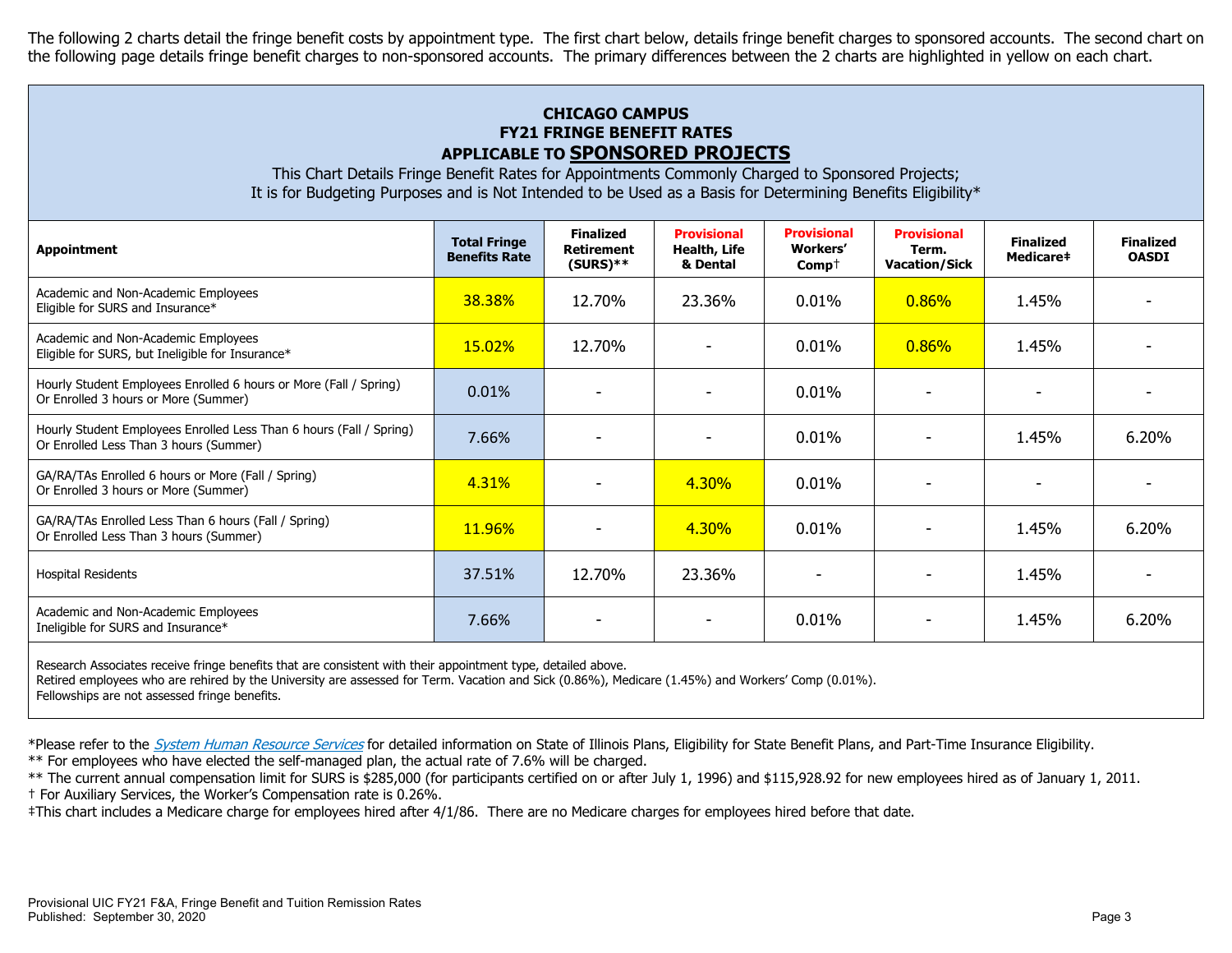The following 2 charts detail the fringe benefit costs by appointment type. The first chart below, details fringe benefit charges to sponsored accounts. The second chart on the following page details fringe benefit charges to non-sponsored accounts. The primary differences between the 2 charts are highlighted in yellow on each chart.

## CHICAGO CAMPUS
## FY21 FRINGE BENEFIT RATES
## APPLICABLE TO **SPONSORED PROJECTS**

This Chart Details Fringe Benefit Rates for Appointments Commonly Charged to Sponsored Projects;
It is for Budgeting Purposes and is Not Intended to be Used as a Basis for Determining Benefits Eligibility*

| Appointment | Total Fringe Benefits Rate | Finalized Retirement (SURS)** | Provisional Health, Life & Dental | Provisional Workers' Comp† | Provisional Term. Vacation/Sick | Finalized Medicare‡ | Finalized OASDI |
|---|---|---|---|---|---|---|---|
| Academic and Non-Academic Employees Eligible for SURS and Insurance* | 38.38% | 12.70% | 23.36% | 0.01% | 0.86% | 1.45% | - |
| Academic and Non-Academic Employees Eligible for SURS, but Ineligible for Insurance* | 15.02% | 12.70% | - | 0.01% | 0.86% | 1.45% | - |
| Hourly Student Employees Enrolled 6 hours or More (Fall / Spring) Or Enrolled 3 hours or More (Summer) | 0.01% | - | - | 0.01% | - | - | - |
| Hourly Student Employees Enrolled Less Than 6 hours (Fall / Spring) Or Enrolled Less Than 3 hours (Summer) | 7.66% | - | - | 0.01% | - | 1.45% | 6.20% |
| GA/RA/TAs Enrolled 6 hours or More (Fall / Spring) Or Enrolled 3 hours or More (Summer) | 4.31% | - | 4.30% | 0.01% | - | - | - |
| GA/RA/TAs Enrolled Less Than 6 hours (Fall / Spring) Or Enrolled Less Than 3 hours (Summer) | 11.96% | - | 4.30% | 0.01% | - | 1.45% | 6.20% |
| Hospital Residents | 37.51% | 12.70% | 23.36% | - | - | 1.45% | - |
| Academic and Non-Academic Employees Ineligible for SURS and Insurance* | 7.66% | - | - | 0.01% | - | 1.45% | 6.20% |

Research Associates receive fringe benefits that are consistent with their appointment type, detailed above.
Retired employees who are rehired by the University are assessed for Term. Vacation and Sick (0.86%), Medicare (1.45%) and Workers' Comp (0.01%).
Fellowships are not assessed fringe benefits.

*Please refer to the *System Human Resource Services* for detailed information on State of Illinois Plans, Eligibility for State Benefit Plans, and Part-Time Insurance Eligibility.
** For employees who have elected the self-managed plan, the actual rate of 7.6% will be charged.
** The current annual compensation limit for SURS is $285,000 (for participants certified on or after July 1, 1996) and $115,928.92 for new employees hired as of January 1, 2011.
† For Auxiliary Services, the Worker's Compensation rate is 0.26%.
‡This chart includes a Medicare charge for employees hired after 4/1/86. There are no Medicare charges for employees hired before that date.

Provisional UIC FY21 F&A, Fringe Benefit and Tuition Remission Rates
Published: September 30, 2020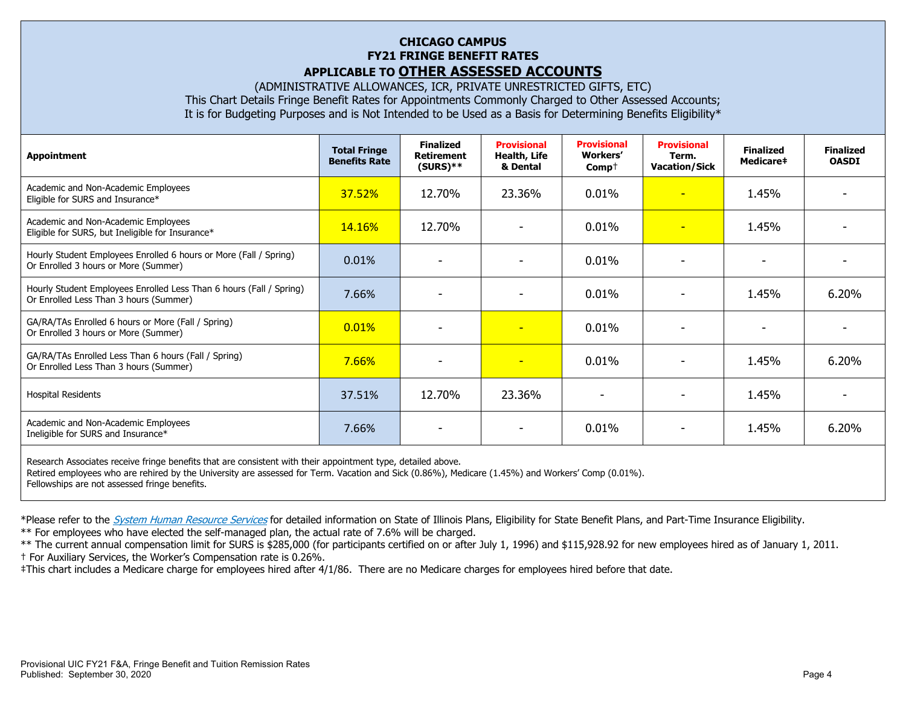# CHICAGO CAMPUS
## FY21 FRINGE BENEFIT RATES
## APPLICABLE TO OTHER ASSESSED ACCOUNTS

(ADMINISTRATIVE ALLOWANCES, ICR, PRIVATE UNRESTRICTED GIFTS, ETC)
This Chart Details Fringe Benefit Rates for Appointments Commonly Charged to Other Assessed Accounts;
It is for Budgeting Purposes and is Not Intended to be Used as a Basis for Determining Benefits Eligibility*

| Appointment | Total Fringe Benefits Rate | Finalized Retirement (SURS)** | Provisional Health, Life & Dental | Provisional Workers' Comp† | Provisional Term. Vacation/Sick | Finalized Medicare‡ | Finalized OASDI |
|---|---|---|---|---|---|---|---|
| Academic and Non-Academic Employees Eligible for SURS and Insurance* | 37.52% | 12.70% | 23.36% | 0.01% | - | 1.45% | - |
| Academic and Non-Academic Employees Eligible for SURS, but Ineligible for Insurance* | 14.16% | 12.70% | - | 0.01% | - | 1.45% | - |
| Hourly Student Employees Enrolled 6 hours or More (Fall / Spring) Or Enrolled 3 hours or More (Summer) | 0.01% | - | - | 0.01% | - | - | - |
| Hourly Student Employees Enrolled Less Than 6 hours (Fall / Spring) Or Enrolled Less Than 3 hours (Summer) | 7.66% | - | - | 0.01% | - | 1.45% | 6.20% |
| GA/RA/TAs Enrolled 6 hours or More (Fall / Spring) Or Enrolled 3 hours or More (Summer) | 0.01% | - | - | 0.01% | - | - | - |
| GA/RA/TAs Enrolled Less Than 6 hours (Fall / Spring) Or Enrolled Less Than 3 hours (Summer) | 7.66% | - | - | 0.01% | - | 1.45% | 6.20% |
| Hospital Residents | 37.51% | 12.70% | 23.36% | - | - | 1.45% | - |
| Academic and Non-Academic Employees Ineligible for SURS and Insurance* | 7.66% | - | - | 0.01% | - | 1.45% | 6.20% |

Research Associates receive fringe benefits that are consistent with their appointment type, detailed above.
Retired employees who are rehired by the University are assessed for Term. Vacation and Sick (0.86%), Medicare (1.45%) and Workers' Comp (0.01%).
Fellowships are not assessed fringe benefits.

*Please refer to the *System Human Resource Services* for detailed information on State of Illinois Plans, Eligibility for State Benefit Plans, and Part-Time Insurance Eligibility.

** For employees who have elected the self-managed plan, the actual rate of 7.6% will be charged.

** The current annual compensation limit for SURS is $285,000 (for participants certified on or after July 1, 1996) and $115,928.92 for new employees hired as of January 1, 2011.

† For Auxiliary Services, the Worker's Compensation rate is 0.26%.

‡This chart includes a Medicare charge for employees hired after 4/1/86. There are no Medicare charges for employees hired before that date.

Provisional UIC FY21 F&A, Fringe Benefit and Tuition Remission Rates
Published: September 30, 2020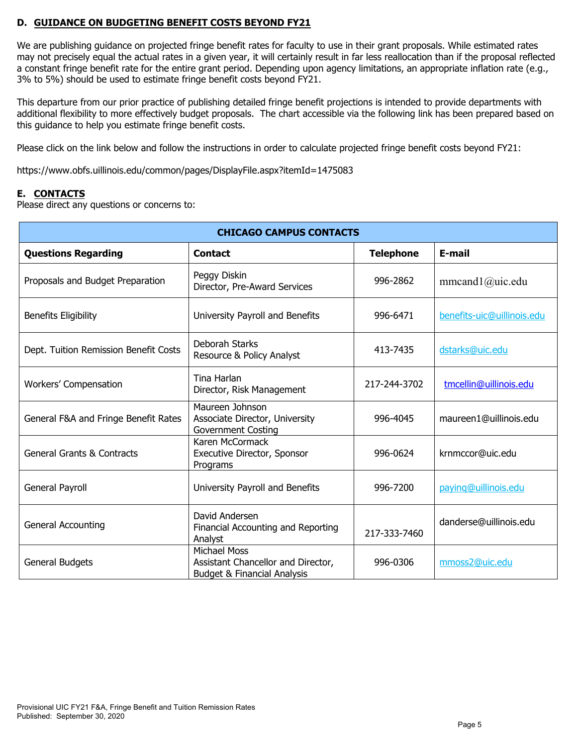### D. GUIDANCE ON BUDGETING BENEFIT COSTS BEYOND FY21

We are publishing guidance on projected fringe benefit rates for faculty to use in their grant proposals. While estimated rates may not precisely equal the actual rates in a given year, it will certainly result in far less reallocation than if the proposal reflected a constant fringe benefit rate for the entire grant period. Depending upon agency limitations, an appropriate inflation rate (e.g., 3% to 5%) should be used to estimate fringe benefit costs beyond FY21.

This departure from our prior practice of publishing detailed fringe benefit projections is intended to provide departments with additional flexibility to more effectively budget proposals. The chart accessible via the following link has been prepared based on this guidance to help you estimate fringe benefit costs.

Please click on the link below and follow the instructions in order to calculate projected fringe benefit costs beyond FY21:

https://www.obfs.uillinois.edu/common/pages/DisplayFile.aspx?itemId=1475083

### E. CONTACTS

Please direct any questions or concerns to:

| CHICAGO CAMPUS CONTACTS | | | |
|---|---|---|---|
| **Questions Regarding** | **Contact** | **Telephone** | **E-mail** |
| Proposals and Budget Preparation | Peggy Diskin<br>Director, Pre-Award Services | 996-2862 | mmcand1@uic.edu |
| Benefits Eligibility | University Payroll and Benefits | 996-6471 | benefits-uic@uillinois.edu |
| Dept. Tuition Remission Benefit Costs | Deborah Starks<br>Resource & Policy Analyst | 413-7435 | dstarks@uic.edu |
| Workers' Compensation | Tina Harlan<br>Director, Risk Management | 217-244-3702 | tmcellin@uillinois.edu |
| General F&A and Fringe Benefit Rates | Maureen Johnson<br>Associate Director, University Government Costing | 996-4045 | maureen1@uillinois.edu |
| General Grants & Contracts | Karen McCormack<br>Executive Director, Sponsor Programs | 996-0624 | krnmccor@uic.edu |
| General Payroll | University Payroll and Benefits | 996-7200 | payinq@uillinois.edu |
| General Accounting | David Andersen<br>Financial Accounting and Reporting Analyst | 217-333-7460 | danderse@uillinois.edu |
| General Budgets | Michael Moss<br>Assistant Chancellor and Director, Budget & Financial Analysis | 996-0306 | mmoss2@uic.edu |

Provisional UIC FY21 F&A, Fringe Benefit and Tuition Remission Rates
Published: September 30, 2020